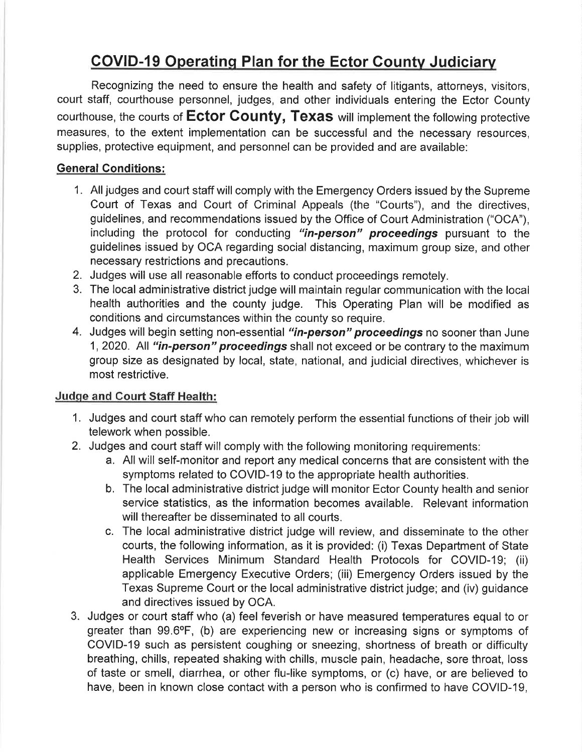# COVID-19 Operating Plan for the Ector County Judiciary

Recognizing the need to ensure the health and safety of litigants, attorneys, visitors, court staff, courthouse personnel, judges, and other individuals entering the Ector County courthouse, the courts of **Ector County, Texas** will implement the following protective measures, to the extent implementation can be successful and the necessary resources, supplies, protective equipment, and personnel can be provided and are available:

## General Conditions:

1. All judges and court staff will comply with the Emergency Orders issued by the Supreme Court of Texas and Court of Criminal Appeals (the "Courts"), and the directives, guidelines, and recommendations issued by the Office of Court Administration ("OCA"), including the protocol for conducting ***"in-person" proceedings*** pursuant to the guidelines issued by OCA regarding social distancing, maximum group size, and other necessary restrictions and precautions.
2. Judges will use all reasonable efforts to conduct proceedings remotely.
3. The local administrative district judge will maintain regular communication with the local health authorities and the county judge. This Operating Plan will be modified as conditions and circumstances within the county so require.
4. Judges will begin setting non-essential ***"in-person" proceedings*** no sooner than June 1, 2020. All ***"in-person" proceedings*** shall not exceed or be contrary to the maximum group size as designated by local, state, national, and judicial directives, whichever is most restrictive.

## Judge and Court Staff Health:

1. Judges and court staff who can remotely perform the essential functions of their job will telework when possible.
2. Judges and court staff will comply with the following monitoring requirements:
   a. All will self-monitor and report any medical concerns that are consistent with the symptoms related to COVID-19 to the appropriate health authorities.
   b. The local administrative district judge will monitor Ector County health and senior service statistics, as the information becomes available. Relevant information will thereafter be disseminated to all courts.
   c. The local administrative district judge will review, and disseminate to the other courts, the following information, as it is provided: (i) Texas Department of State Health Services Minimum Standard Health Protocols for COVID-19; (ii) applicable Emergency Executive Orders; (iii) Emergency Orders issued by the Texas Supreme Court or the local administrative district judge; and (iv) guidance and directives issued by OCA.
3. Judges or court staff who (a) feel feverish or have measured temperatures equal to or greater than 99.6°F, (b) are experiencing new or increasing signs or symptoms of COVID-19 such as persistent coughing or sneezing, shortness of breath or difficulty breathing, chills, repeated shaking with chills, muscle pain, headache, sore throat, loss of taste or smell, diarrhea, or other flu-like symptoms, or (c) have, or are believed to have, been in known close contact with a person who is confirmed to have COVID-19,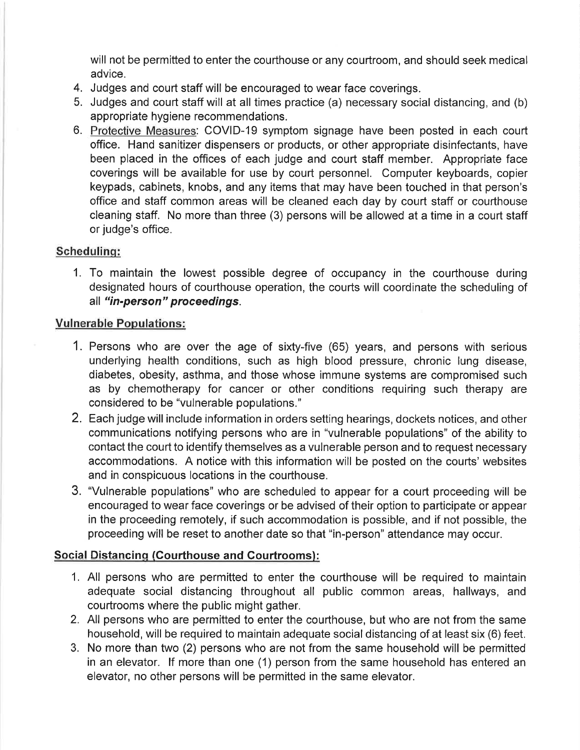will not be permitted to enter the courthouse or any courtroom, and should seek medical advice.

4. Judges and court staff will be encouraged to wear face coverings.
5. Judges and court staff will at all times practice (a) necessary social distancing, and (b) appropriate hygiene recommendations.
6. Protective Measures: COVID-19 symptom signage have been posted in each court office. Hand sanitizer dispensers or products, or other appropriate disinfectants, have been placed in the offices of each judge and court staff member. Appropriate face coverings will be available for use by court personnel. Computer keyboards, copier keypads, cabinets, knobs, and any items that may have been touched in that person's office and staff common areas will be cleaned each day by court staff or courthouse cleaning staff. No more than three (3) persons will be allowed at a time in a court staff or judge's office.

**Scheduling:**

1. To maintain the lowest possible degree of occupancy in the courthouse during designated hours of courthouse operation, the courts will coordinate the scheduling of all ***"in-person" proceedings***.

**Vulnerable Populations:**

1. Persons who are over the age of sixty-five (65) years, and persons with serious underlying health conditions, such as high blood pressure, chronic lung disease, diabetes, obesity, asthma, and those whose immune systems are compromised such as by chemotherapy for cancer or other conditions requiring such therapy are considered to be "vulnerable populations."
2. Each judge will include information in orders setting hearings, dockets notices, and other communications notifying persons who are in "vulnerable populations" of the ability to contact the court to identify themselves as a vulnerable person and to request necessary accommodations. A notice with this information will be posted on the courts' websites and in conspicuous locations in the courthouse.
3. "Vulnerable populations" who are scheduled to appear for a court proceeding will be encouraged to wear face coverings or be advised of their option to participate or appear in the proceeding remotely, if such accommodation is possible, and if not possible, the proceeding will be reset to another date so that "in-person" attendance may occur.

**Social Distancing (Courthouse and Courtrooms):**

1. All persons who are permitted to enter the courthouse will be required to maintain adequate social distancing throughout all public common areas, hallways, and courtrooms where the public might gather.
2. All persons who are permitted to enter the courthouse, but who are not from the same household, will be required to maintain adequate social distancing of at least six (6) feet.
3. No more than two (2) persons who are not from the same household will be permitted in an elevator. If more than one (1) person from the same household has entered an elevator, no other persons will be permitted in the same elevator.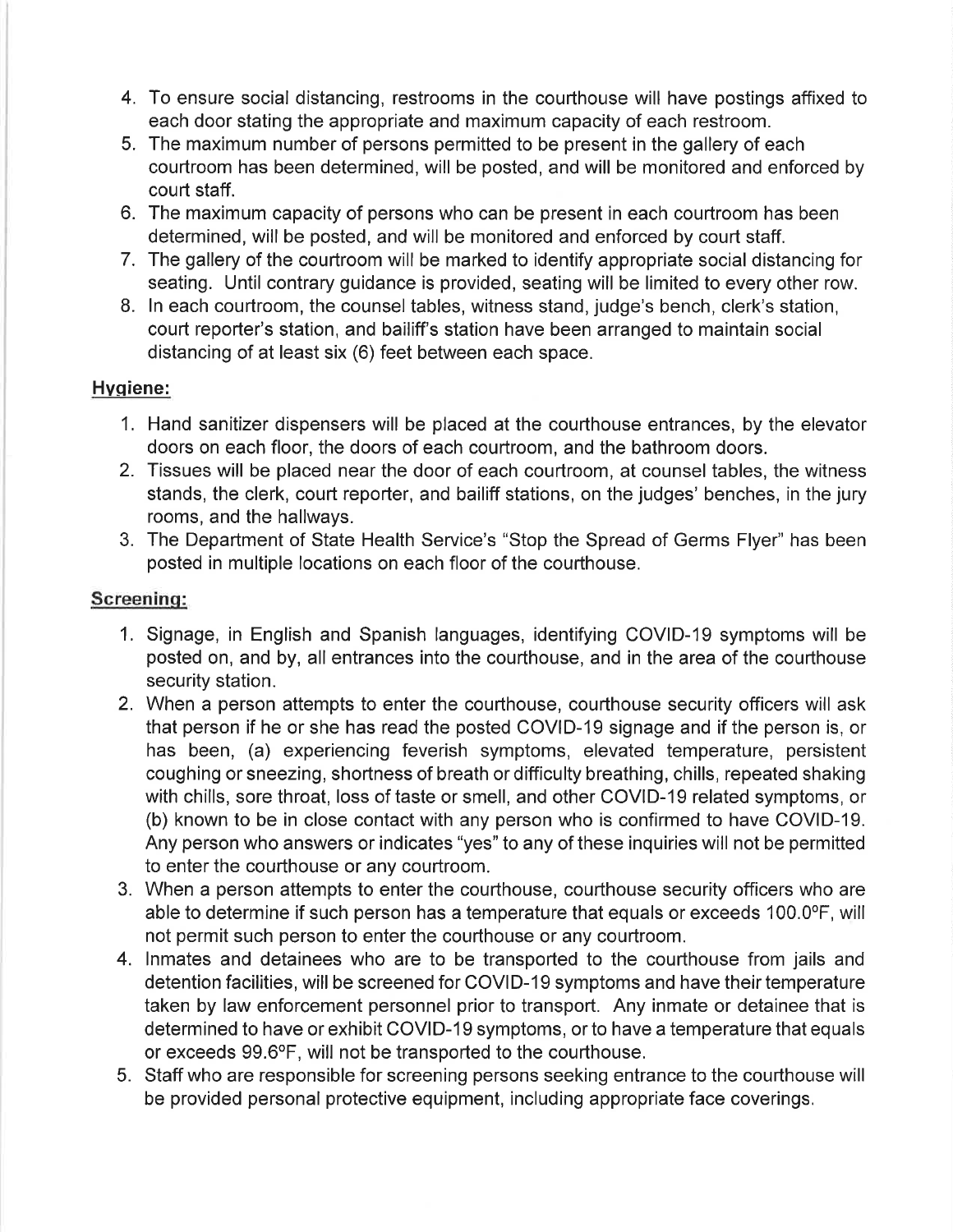4. To ensure social distancing, restrooms in the courthouse will have postings affixed to each door stating the appropriate and maximum capacity of each restroom.
5. The maximum number of persons permitted to be present in the gallery of each courtroom has been determined, will be posted, and will be monitored and enforced by court staff.
6. The maximum capacity of persons who can be present in each courtroom has been determined, will be posted, and will be monitored and enforced by court staff.
7. The gallery of the courtroom will be marked to identify appropriate social distancing for seating. Until contrary guidance is provided, seating will be limited to every other row.
8. In each courtroom, the counsel tables, witness stand, judge's bench, clerk's station, court reporter's station, and bailiff's station have been arranged to maintain social distancing of at least six (6) feet between each space.

## Hygiene:

1. Hand sanitizer dispensers will be placed at the courthouse entrances, by the elevator doors on each floor, the doors of each courtroom, and the bathroom doors.
2. Tissues will be placed near the door of each courtroom, at counsel tables, the witness stands, the clerk, court reporter, and bailiff stations, on the judges' benches, in the jury rooms, and the hallways.
3. The Department of State Health Service's "Stop the Spread of Germs Flyer" has been posted in multiple locations on each floor of the courthouse.

## Screening:

1. Signage, in English and Spanish languages, identifying COVID-19 symptoms will be posted on, and by, all entrances into the courthouse, and in the area of the courthouse security station.
2. When a person attempts to enter the courthouse, courthouse security officers will ask that person if he or she has read the posted COVID-19 signage and if the person is, or has been, (a) experiencing feverish symptoms, elevated temperature, persistent coughing or sneezing, shortness of breath or difficulty breathing, chills, repeated shaking with chills, sore throat, loss of taste or smell, and other COVID-19 related symptoms, or (b) known to be in close contact with any person who is confirmed to have COVID-19. Any person who answers or indicates "yes" to any of these inquiries will not be permitted to enter the courthouse or any courtroom.
3. When a person attempts to enter the courthouse, courthouse security officers who are able to determine if such person has a temperature that equals or exceeds 100.0ºF, will not permit such person to enter the courthouse or any courtroom.
4. Inmates and detainees who are to be transported to the courthouse from jails and detention facilities, will be screened for COVID-19 symptoms and have their temperature taken by law enforcement personnel prior to transport. Any inmate or detainee that is determined to have or exhibit COVID-19 symptoms, or to have a temperature that equals or exceeds 99.6ºF, will not be transported to the courthouse.
5. Staff who are responsible for screening persons seeking entrance to the courthouse will be provided personal protective equipment, including appropriate face coverings.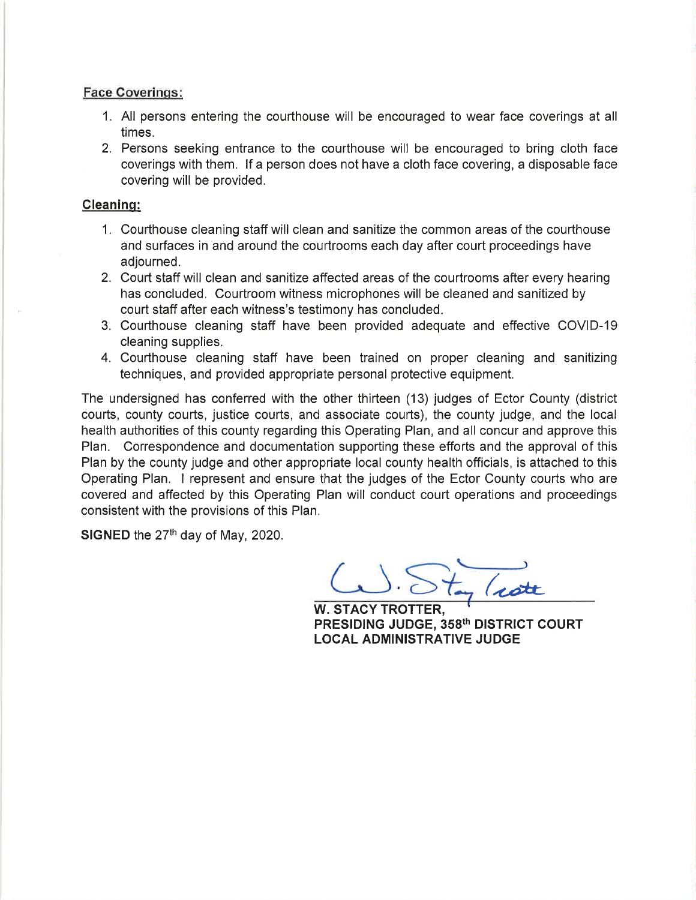**Face Coverings:**

1. All persons entering the courthouse will be encouraged to wear face coverings at all times.
2. Persons seeking entrance to the courthouse will be encouraged to bring cloth face coverings with them. If a person does not have a cloth face covering, a disposable face covering will be provided.

**Cleaning:**

1. Courthouse cleaning staff will clean and sanitize the common areas of the courthouse and surfaces in and around the courtrooms each day after court proceedings have adjourned.
2. Court staff will clean and sanitize affected areas of the courtrooms after every hearing has concluded. Courtroom witness microphones will be cleaned and sanitized by court staff after each witness's testimony has concluded.
3. Courthouse cleaning staff have been provided adequate and effective COVID-19 cleaning supplies.
4. Courthouse cleaning staff have been trained on proper cleaning and sanitizing techniques, and provided appropriate personal protective equipment.

The undersigned has conferred with the other thirteen (13) judges of Ector County (district courts, county courts, justice courts, and associate courts), the county judge, and the local health authorities of this county regarding this Operating Plan, and all concur and approve this Plan. Correspondence and documentation supporting these efforts and the approval of this Plan by the county judge and other appropriate local county health officials, is attached to this Operating Plan. I represent and ensure that the judges of the Ector County courts who are covered and affected by this Operating Plan will conduct court operations and proceedings consistent with the provisions of this Plan.

**SIGNED** the 27th day of May, 2020.

**W. STACY TROTTER,**
**PRESIDING JUDGE, 358th DISTRICT COURT**
**LOCAL ADMINISTRATIVE JUDGE**